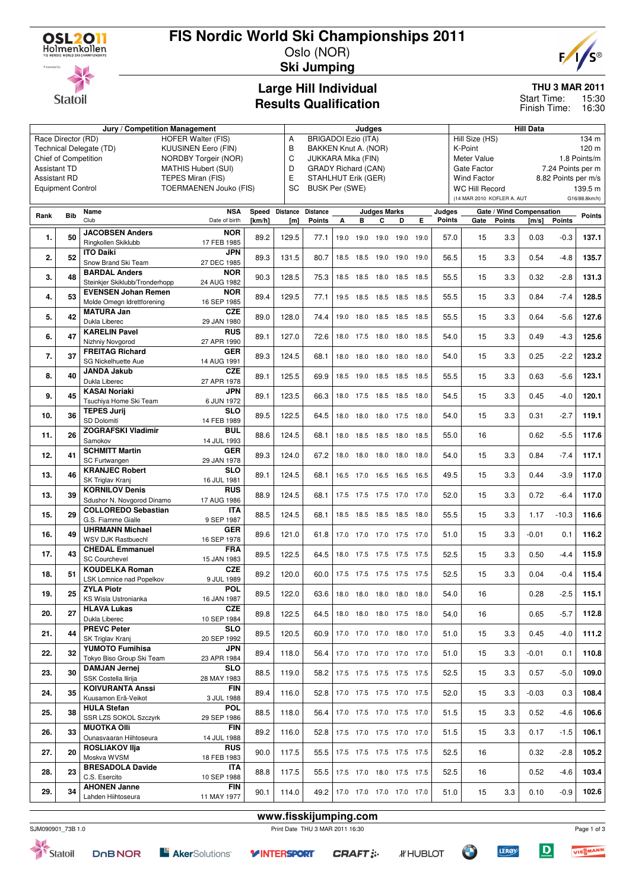# FIS Nordic World Ski Championships 2011

Oslo (NOR)

## Ski Jumping

## Large Hill Individual
## Results Qualification

**THU 3 MAR 2011**
Start Time: 15:30
Finish Time: 16:30

| Jury / Competition Management | | Judges | | Hill Data | |
|---|---|---|---|---|---|
| Race Director (RD) | HOFER Walter (FIS) | A | BRIGADOI Ezio (ITA) | Hill Size (HS) | 134 m |
| Technical Delegate (TD) | KUUSINEN Eero (FIN) | B | BAKKEN Knut A. (NOR) | K-Point | 120 m |
| Chief of Competition | NORDBY Torgeir (NOR) | C | JUKKARA Mika (FIN) | Meter Value | 1.8 Points/m |
| Assistant TD | MATHIS Hubert (SUI) | D | GRADY Richard (CAN) | Gate Factor | 7.24 Points per m |
| Assistant RD | TEPES Miran (FIS) | E | STAHLHUT Erik (GER) | Wind Factor | 8.82 Points per m/s |
| Equipment Control | TOERMAENEN Jouko (FIS) | SC | BUSK Per (SWE) | WC Hill Record (14 MAR 2010 KOFLER A. AUT G16/88.8km/h) | 139.5 m |

| Rank | Bib | Name / Club | NSA / Date of birth | Speed [km/h] | Distance [m] | Distance Points | A | B | C | D | E | Judges Points | Gate | Gate Points | Wind [m/s] | Wind Points | Points |
|---|---|---|---|---|---|---|---|---|---|---|---|---|---|---|---|---|---|
| 1. | 50 | JACOBSEN Anders / Ringkollen Skiklubb | NOR / 17 FEB 1985 | 89.2 | 129.5 | 77.1 | 19.0 | 19.0 | 19.0 | 19.0 | 19.0 | 57.0 | 15 | 3.3 | 0.03 | -0.3 | 137.1 |
| 2. | 52 | ITO Daiki / Snow Brand Ski Team | JPN / 27 DEC 1985 | 89.3 | 131.5 | 80.7 | 18.5 | 18.5 | 19.0 | 19.0 | 19.0 | 56.5 | 15 | 3.3 | 0.54 | -4.8 | 135.7 |
| 3. | 48 | BARDAL Anders / Steinkjer Skiklubb/Tronderhopp | NOR / 24 AUG 1982 | 90.3 | 128.5 | 75.3 | 18.5 | 18.5 | 18.0 | 18.5 | 18.5 | 55.5 | 15 | 3.3 | 0.32 | -2.8 | 131.3 |
| 4. | 53 | EVENSEN Johan Remen / Molde Omegn Idrettforening | NOR / 16 SEP 1985 | 89.4 | 129.5 | 77.1 | 19.5 | 18.5 | 18.5 | 18.5 | 18.5 | 55.5 | 15 | 3.3 | 0.84 | -7.4 | 128.5 |
| 5. | 42 | MATURA Jan / Dukla Liberec | CZE / 29 JAN 1980 | 89.0 | 128.0 | 74.4 | 19.0 | 18.0 | 18.5 | 18.5 | 18.5 | 55.5 | 15 | 3.3 | 0.64 | -5.6 | 127.6 |
| 6. | 47 | KARELIN Pavel / Nizhniy Novgorod | RUS / 27 APR 1990 | 89.1 | 127.0 | 72.6 | 18.0 | 17.5 | 18.0 | 18.0 | 18.5 | 54.0 | 15 | 3.3 | 0.49 | -4.3 | 125.6 |
| 7. | 37 | FREITAG Richard / SG Nickelhuette Aue | GER / 14 AUG 1991 | 89.3 | 124.5 | 68.1 | 18.0 | 18.0 | 18.0 | 18.0 | 18.0 | 54.0 | 15 | 3.3 | 0.25 | -2.2 | 123.2 |
| 8. | 40 | JANDA Jakub / Dukla Liberec | CZE / 27 APR 1978 | 89.1 | 125.5 | 69.9 | 18.5 | 19.0 | 18.5 | 18.5 | 18.5 | 55.5 | 15 | 3.3 | 0.63 | -5.6 | 123.1 |
| 9. | 45 | KASAI Noriaki / Tsuchiya Home Ski Team | JPN / 6 JUN 1972 | 89.1 | 123.5 | 66.3 | 18.0 | 17.5 | 18.5 | 18.5 | 18.0 | 54.5 | 15 | 3.3 | 0.45 | -4.0 | 120.1 |
| 10. | 36 | TEPES Jurij / SD Dolomiti | SLO / 14 FEB 1989 | 89.5 | 122.5 | 64.5 | 18.0 | 18.0 | 18.0 | 17.5 | 18.0 | 54.0 | 15 | 3.3 | 0.31 | -2.7 | 119.1 |
| 11. | 26 | ZOGRAFSKI Vladimir / Samokov | BUL / 14 JUL 1993 | 88.6 | 124.5 | 68.1 | 18.0 | 18.5 | 18.5 | 18.0 | 18.5 | 55.0 | 16 | | 0.62 | -5.5 | 117.6 |
| 12. | 41 | SCHMITT Martin / SC Furtwangen | GER / 29 JAN 1978 | 89.3 | 124.0 | 67.2 | 18.0 | 18.0 | 18.0 | 18.0 | 18.0 | 54.0 | 15 | 3.3 | 0.84 | -7.4 | 117.1 |
| 13. | 46 | KRANJEC Robert / SK Triglav Kranj | SLO / 16 JUL 1981 | 89.1 | 124.5 | 68.1 | 16.5 | 17.0 | 16.5 | 16.5 | 16.5 | 49.5 | 15 | 3.3 | 0.44 | -3.9 | 117.0 |
| 13. | 39 | KORNILOV Denis / Sdushor N. Novgorod Dinamo | RUS / 17 AUG 1986 | 88.9 | 124.5 | 68.1 | 17.5 | 17.5 | 17.5 | 17.0 | 17.0 | 52.0 | 15 | 3.3 | 0.72 | -6.4 | 117.0 |
| 15. | 29 | COLLOREDO Sebastian / G.S. Fiamme Gialle | ITA / 9 SEP 1987 | 88.5 | 124.5 | 68.1 | 18.5 | 18.5 | 18.5 | 18.5 | 18.0 | 55.5 | 15 | 3.3 | 1.17 | -10.3 | 116.6 |
| 16. | 49 | UHRMANN Michael / WSV DJK Rastbuechl | GER / 16 SEP 1978 | 89.6 | 121.0 | 61.8 | 17.0 | 17.0 | 17.0 | 17.5 | 17.0 | 51.0 | 15 | 3.3 | -0.01 | 0.1 | 116.2 |
| 17. | 43 | CHEDAL Emmanuel / SC Courchevel | FRA / 15 JAN 1983 | 89.5 | 122.5 | 64.5 | 18.0 | 17.5 | 17.5 | 17.5 | 17.5 | 52.5 | 15 | 3.3 | 0.50 | -4.4 | 115.9 |
| 18. | 51 | KOUDELKA Roman / LSK Lomnice nad Popelkov | CZE / 9 JUL 1989 | 89.2 | 120.0 | 60.0 | 17.5 | 17.5 | 17.5 | 17.5 | 17.5 | 52.5 | 15 | 3.3 | 0.04 | -0.4 | 115.4 |
| 19. | 25 | ZYLA Piotr / KS Wisla Ustronianka | POL / 16 JAN 1987 | 89.5 | 122.0 | 63.6 | 18.0 | 18.0 | 18.0 | 18.0 | 18.0 | 54.0 | 16 | | 0.28 | -2.5 | 115.1 |
| 20. | 27 | HLAVA Lukas / Dukla Liberec | CZE / 10 SEP 1984 | 89.8 | 122.5 | 64.5 | 18.0 | 18.0 | 18.0 | 17.5 | 18.0 | 54.0 | 16 | | 0.65 | -5.7 | 112.8 |
| 21. | 44 | PREVC Peter / SK Triglav Kranj | SLO / 20 SEP 1992 | 89.5 | 120.5 | 60.9 | 17.0 | 17.0 | 17.0 | 18.0 | 17.0 | 51.0 | 15 | 3.3 | 0.45 | -4.0 | 111.2 |
| 22. | 32 | YUMOTO Fumihisa / Tokyo Biso Group Ski Team | JPN / 23 APR 1984 | 89.4 | 118.0 | 56.4 | 17.0 | 17.0 | 17.0 | 17.0 | 17.0 | 51.0 | 15 | 3.3 | -0.01 | 0.1 | 110.8 |
| 23. | 30 | DAMJAN Jernej / SSK Costella Ilirija | SLO / 28 MAY 1983 | 88.5 | 119.0 | 58.2 | 17.5 | 17.5 | 17.5 | 17.5 | 17.5 | 52.5 | 15 | 3.3 | 0.57 | -5.0 | 109.0 |
| 24. | 35 | KOIVURANTA Anssi / Kuusamon Erä-Veikot | FIN / 3 JUL 1988 | 89.4 | 116.0 | 52.8 | 17.0 | 17.5 | 17.5 | 17.0 | 17.5 | 52.0 | 15 | 3.3 | -0.03 | 0.3 | 108.4 |
| 25. | 38 | HULA Stefan / SSR LZS SOKOL Szczyrk | POL / 29 SEP 1986 | 88.5 | 118.0 | 56.4 | 17.0 | 17.5 | 17.0 | 17.5 | 17.0 | 51.5 | 15 | 3.3 | 0.52 | -4.6 | 106.6 |
| 26. | 33 | MUOTKA Olli / Ounasvaaran Hiihtoseura | FIN / 14 JUL 1988 | 89.2 | 116.0 | 52.8 | 17.5 | 17.0 | 17.5 | 17.0 | 17.0 | 51.5 | 15 | 3.3 | 0.17 | -1.5 | 106.1 |
| 27. | 20 | ROSLIAKOV Ilja / Moskva WVSM | RUS / 18 FEB 1983 | 90.0 | 117.5 | 55.5 | 17.5 | 17.5 | 17.5 | 17.5 | 17.5 | 52.5 | 16 | | 0.32 | -2.8 | 105.2 |
| 28. | 23 | BRESADOLA Davide / C.S. Esercito | ITA / 10 SEP 1988 | 88.8 | 117.5 | 55.5 | 17.5 | 17.0 | 18.0 | 17.5 | 17.5 | 52.5 | 16 | | 0.52 | -4.6 | 103.4 |
| 29. | 34 | AHONEN Janne / Lahden Hiihtoseura | FIN / 11 MAY 1977 | 90.1 | 114.0 | 49.2 | 17.0 | 17.0 | 17.0 | 17.0 | 17.0 | 51.0 | 15 | 3.3 | 0.10 | -0.9 | 102.6 |

www.fisskijumping.com

SJM090901_73B 1.0 — Print Date THU 3 MAR 2011 16:30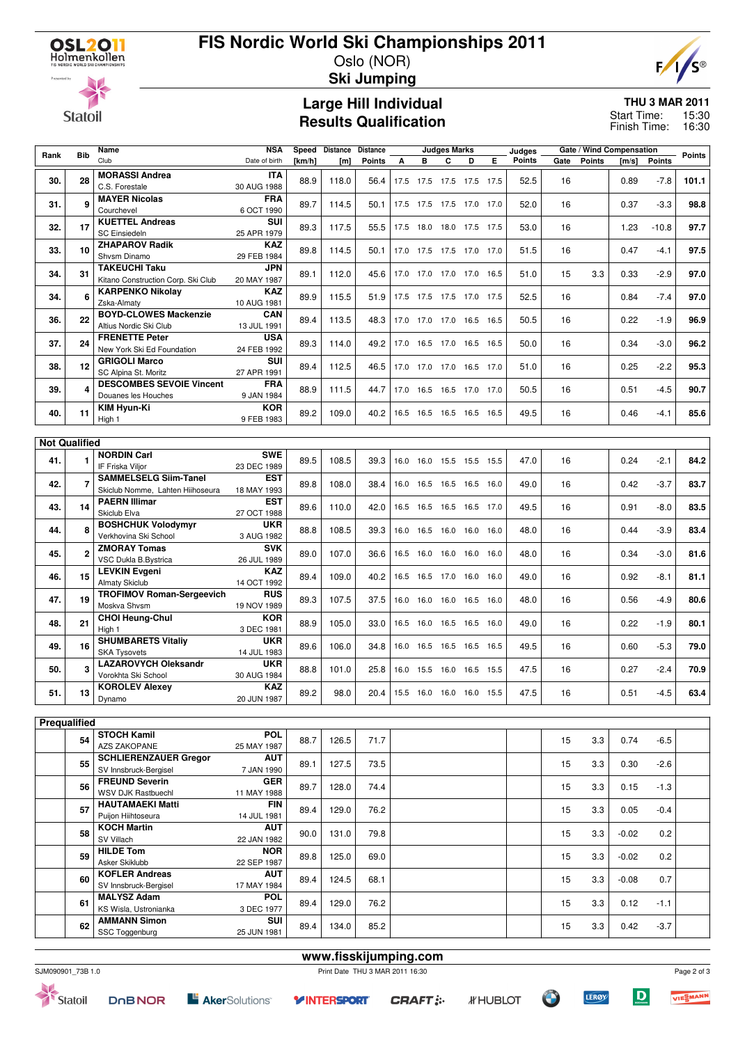# FIS Nordic World Ski Championships 2011

Oslo (NOR)

**Ski Jumping**

## Large Hill Individual
## Results Qualification

**THU 3 MAR 2011**
Start Time: 15:30
Finish Time: 16:30

| Rank | Bib | Name / Club | NSA / Date of birth | Speed [km/h] | Distance [m] | Distance Points | A | B | C | D | E | Judges Points | Gate | Gate Points | Wind [m/s] | Wind Points | Points |
|---|---|---|---|---|---|---|---|---|---|---|---|---|---|---|---|---|---|
| 30. | 28 | MORASSI Andrea / C.S. Forestale | ITA / 30 AUG 1988 | 88.9 | 118.0 | 56.4 | 17.5 | 17.5 | 17.5 | 17.5 | 17.5 | 52.5 | 16 | | 0.89 | -7.8 | 101.1 |
| 31. | 9 | MAYER Nicolas / Courchevel | FRA / 6 OCT 1990 | 89.7 | 114.5 | 50.1 | 17.5 | 17.5 | 17.5 | 17.0 | 17.0 | 52.0 | 16 | | 0.37 | -3.3 | 98.8 |
| 32. | 17 | KUETTEL Andreas / SC Einsiedeln | SUI / 25 APR 1979 | 89.3 | 117.5 | 55.5 | 17.5 | 18.0 | 18.0 | 17.5 | 17.5 | 53.0 | 16 | | 1.23 | -10.8 | 97.7 |
| 33. | 10 | ZHAPAROV Radik / Shvsm Dinamo | KAZ / 29 FEB 1984 | 89.8 | 114.5 | 50.1 | 17.0 | 17.5 | 17.5 | 17.0 | 17.0 | 51.5 | 16 | | 0.47 | -4.1 | 97.5 |
| 34. | 31 | TAKEUCHI Taku / Kitano Construction Corp. Ski Club | JPN / 20 MAY 1987 | 89.1 | 112.0 | 45.6 | 17.0 | 17.0 | 17.0 | 17.0 | 16.5 | 51.0 | 15 | 3.3 | 0.33 | -2.9 | 97.0 |
| 34. | 6 | KARPENKO Nikolay / Zska-Almaty | KAZ / 10 AUG 1981 | 89.9 | 115.5 | 51.9 | 17.5 | 17.5 | 17.5 | 17.0 | 17.5 | 52.5 | 16 | | 0.84 | -7.4 | 97.0 |
| 36. | 22 | BOYD-CLOWES Mackenzie / Altius Nordic Ski Club | CAN / 13 JUL 1991 | 89.4 | 113.5 | 48.3 | 17.0 | 17.0 | 17.0 | 16.5 | 16.5 | 50.5 | 16 | | 0.22 | -1.9 | 96.9 |
| 37. | 24 | FRENETTE Peter / New York Ski Ed Foundation | USA / 24 FEB 1992 | 89.3 | 114.0 | 49.2 | 17.0 | 16.5 | 17.0 | 16.5 | 16.5 | 50.0 | 16 | | 0.34 | -3.0 | 96.2 |
| 38. | 12 | GRIGOLI Marco / SC Alpina St. Moritz | SUI / 27 APR 1991 | 89.4 | 112.5 | 46.5 | 17.0 | 17.0 | 17.0 | 16.5 | 17.0 | 51.0 | 16 | | 0.25 | -2.2 | 95.3 |
| 39. | 4 | DESCOMBES SEVOIE Vincent / Douanes les Houches | FRA / 9 JAN 1984 | 88.9 | 111.5 | 44.7 | 17.0 | 16.5 | 16.5 | 17.0 | 17.0 | 50.5 | 16 | | 0.51 | -4.5 | 90.7 |
| 40. | 11 | KIM Hyun-Ki / High 1 | KOR / 9 FEB 1983 | 89.2 | 109.0 | 40.2 | 16.5 | 16.5 | 16.5 | 16.5 | 16.5 | 49.5 | 16 | | 0.46 | -4.1 | 85.6 |
| **Not Qualified** | | | | | | | | | | | | | | | | | |
| 41. | 1 | NORDIN Carl / IF Friska Viljor | SWE / 23 DEC 1989 | 89.5 | 108.5 | 39.3 | 16.0 | 16.0 | 15.5 | 15.5 | 15.5 | 47.0 | 16 | | 0.24 | -2.1 | 84.2 |
| 42. | 7 | SAMMELSELG Siim-Tanel / Skiclub Nomme, Lahten Hiihoseura | EST / 18 MAY 1993 | 89.8 | 108.0 | 38.4 | 16.0 | 16.5 | 16.5 | 16.5 | 16.0 | 49.0 | 16 | | 0.42 | -3.7 | 83.7 |
| 43. | 14 | PAERN Illimar / Skiclub Elva | EST / 27 OCT 1988 | 89.6 | 110.0 | 42.0 | 16.5 | 16.5 | 16.5 | 16.5 | 17.0 | 49.5 | 16 | | 0.91 | -8.0 | 83.5 |
| 44. | 8 | BOSHCHUK Volodymyr / Verkhovina Ski School | UKR / 3 AUG 1982 | 88.8 | 108.5 | 39.3 | 16.0 | 16.5 | 16.0 | 16.0 | 16.0 | 48.0 | 16 | | 0.44 | -3.9 | 83.4 |
| 45. | 2 | ZMORAY Tomas / VSC Dukla B.Bystrica | SVK / 26 JUL 1989 | 89.0 | 107.0 | 36.6 | 16.5 | 16.0 | 16.0 | 16.0 | 16.0 | 48.0 | 16 | | 0.34 | -3.0 | 81.6 |
| 46. | 15 | LEVKIN Evgeni / Almaty Skiclub | KAZ / 14 OCT 1992 | 89.4 | 109.0 | 40.2 | 16.5 | 16.5 | 17.0 | 16.0 | 16.0 | 49.0 | 16 | | 0.92 | -8.1 | 81.1 |
| 47. | 19 | TROFIMOV Roman-Sergeevich / Moskva Shvsm | RUS / 19 NOV 1989 | 89.3 | 107.5 | 37.5 | 16.0 | 16.0 | 16.0 | 16.5 | 16.0 | 48.0 | 16 | | 0.56 | -4.9 | 80.6 |
| 48. | 21 | CHOI Heung-Chul / High 1 | KOR / 3 DEC 1981 | 88.9 | 105.0 | 33.0 | 16.5 | 16.0 | 16.5 | 16.5 | 16.0 | 49.0 | 16 | | 0.22 | -1.9 | 80.1 |
| 49. | 16 | SHUMBARETS Vitaliy / SKA Tysovets | UKR / 14 JUL 1983 | 89.6 | 106.0 | 34.8 | 16.0 | 16.5 | 16.5 | 16.5 | 16.5 | 49.5 | 16 | | 0.60 | -5.3 | 79.0 |
| 50. | 3 | LAZAROVYCH Oleksandr / Vorokhta Ski School | UKR / 30 AUG 1984 | 88.8 | 101.0 | 25.8 | 16.0 | 15.5 | 16.0 | 16.5 | 15.5 | 47.5 | 16 | | 0.27 | -2.4 | 70.9 |
| 51. | 13 | KOROLEV Alexey / Dynamo | KAZ / 20 JUN 1987 | 89.2 | 98.0 | 20.4 | 15.5 | 16.0 | 16.0 | 16.0 | 15.5 | 47.5 | 16 | | 0.51 | -4.5 | 63.4 |
| **Prequalified** | | | | | | | | | | | | | | | | | |
| | 54 | STOCH Kamil / AZS ZAKOPANE | POL / 25 MAY 1987 | 88.7 | 126.5 | 71.7 | | | | | | | 15 | 3.3 | 0.74 | -6.5 | |
| | 55 | SCHLIERENZAUER Gregor / SV Innsbruck-Bergisel | AUT / 7 JAN 1990 | 89.1 | 127.5 | 73.5 | | | | | | | 15 | 3.3 | 0.30 | -2.6 | |
| | 56 | FREUND Severin / WSV DJK Rastbuechl | GER / 11 MAY 1988 | 89.7 | 128.0 | 74.4 | | | | | | | 15 | 3.3 | 0.15 | -1.3 | |
| | 57 | HAUTAMAEKI Matti / Puijon Hiihtoseura | FIN / 14 JUL 1981 | 89.4 | 129.0 | 76.2 | | | | | | | 15 | 3.3 | 0.05 | -0.4 | |
| | 58 | KOCH Martin / SV Villach | AUT / 22 JAN 1982 | 90.0 | 131.0 | 79.8 | | | | | | | 15 | 3.3 | -0.02 | 0.2 | |
| | 59 | HILDE Tom / Asker Skiklubb | NOR / 22 SEP 1987 | 89.8 | 125.0 | 69.0 | | | | | | | 15 | 3.3 | -0.02 | 0.2 | |
| | 60 | KOFLER Andreas / SV Innsbruck-Bergisel | AUT / 17 MAY 1984 | 89.4 | 124.5 | 68.1 | | | | | | | 15 | 3.3 | -0.08 | 0.7 | |
| | 61 | MALYSZ Adam / KS Wisla, Ustronianka | POL / 3 DEC 1977 | 89.4 | 129.0 | 76.2 | | | | | | | 15 | 3.3 | 0.12 | -1.1 | |
| | 62 | AMMANN Simon / SSC Toggenburg | SUI / 25 JUN 1981 | 89.4 | 134.0 | 85.2 | | | | | | | 15 | 3.3 | 0.42 | -3.7 | |

www.fisskijumping.com

SJM090901_73B 1.0 — Print Date THU 3 MAR 2011 16:30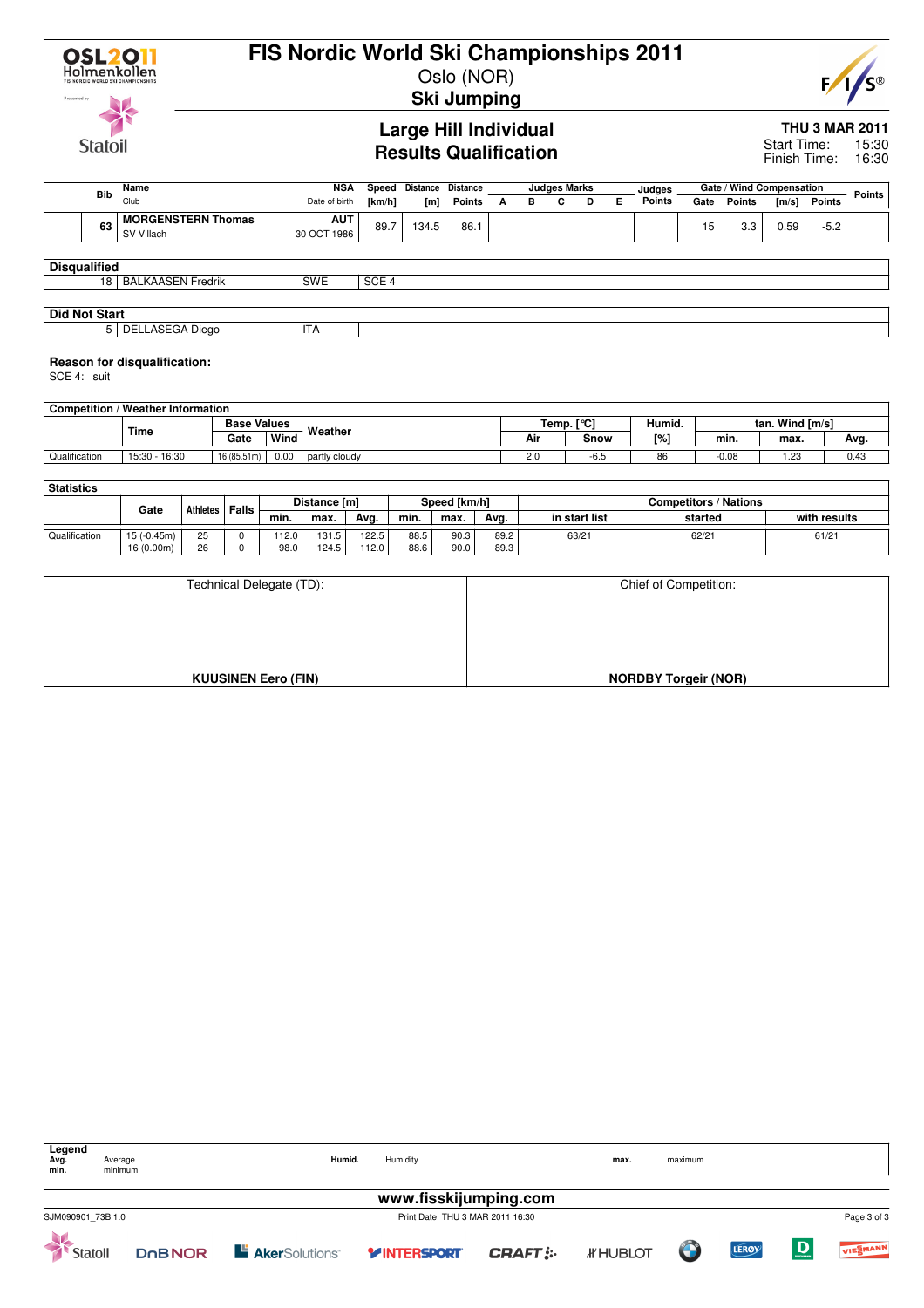# FIS Nordic World Ski Championships 2011

Oslo (NOR)

## Ski Jumping

### Large Hill Individual
### Results Qualification

THU 3 MAR 2011
Start Time: 15:30
Finish Time: 16:30

| Bib | Name / Club | NSA / Date of birth | Speed [km/h] | Distance [m] | Distance Points | Judges Marks A | B | C | D | E | Judges Points | Gate / Wind Compensation Gate | Points | [m/s] | Points | Points |
|---|---|---|---|---|---|---|---|---|---|---|---|---|---|---|---|---|
| 63 | MORGENSTERN Thomas / SV Villach | AUT / 30 OCT 1986 | 89.7 | 134.5 | 86.1 | | | | | | | 15 | 3.3 | 0.59 | -5.2 | |

**Disqualified**

| | | | |
|---|---|---|---|
| 18 | BALKAASEN Fredrik | SWE | SCE 4 |

**Did Not Start**

| | | | |
|---|---|---|---|
| 5 | DELLASEGA Diego | ITA | |

**Reason for disqualification:**
SCE 4: suit

**Competition / Weather Information**

| | Time | Base Values Gate | Base Values Wind | Weather | Temp. [°C] Air | Temp. [°C] Snow | Humid. [%] | tan. Wind [m/s] min. | max. | Avg. |
|---|---|---|---|---|---|---|---|---|---|---|
| Qualification | 15:30 - 16:30 | 16 (85.51m) | 0.00 | partly cloudy | 2.0 | -6.5 | 86 | -0.08 | 1.23 | 0.43 |

**Statistics**

| | Gate | Athletes | Falls | Distance [m] min. | max. | Avg. | Speed [km/h] min. | max. | Avg. | Competitors / Nations in start list | started | with results |
|---|---|---|---|---|---|---|---|---|---|---|---|---|
| Qualification | 15 (-0.45m) | 25 | 0 | 112.0 | 131.5 | 122.5 | 88.5 | 90.3 | 89.2 | 63/21 | 62/21 | 61/21 |
| | 16 (0.00m) | 26 | 0 | 98.0 | 124.5 | 112.0 | 88.6 | 90.0 | 89.3 | | | |

| Technical Delegate (TD): | Chief of Competition: |
|---|---|
| **KUUSINEN Eero (FIN)** | **NORDBY Torgeir (NOR)** |

**Legend**
Avg. Average
min. minimum
Humid. Humidity
max. maximum

www.fisskijumping.com

SJM090901_73B 1.0 — Print Date THU 3 MAR 2011 16:30